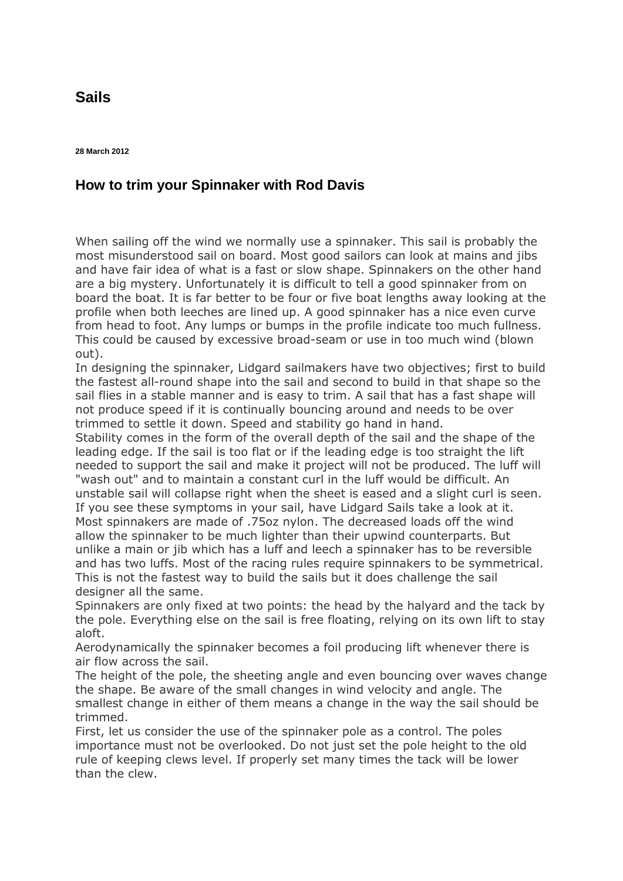## Sails

**28 March 2012**

### How to trim your Spinnaker with Rod Davis

When sailing off the wind we normally use a spinnaker. This sail is probably the most misunderstood sail on board. Most good sailors can look at mains and jibs and have fair idea of what is a fast or slow shape. Spinnakers on the other hand are a big mystery. Unfortunately it is difficult to tell a good spinnaker from on board the boat. It is far better to be four or five boat lengths away looking at the profile when both leeches are lined up. A good spinnaker has a nice even curve from head to foot. Any lumps or bumps in the profile indicate too much fullness. This could be caused by excessive broad-seam or use in too much wind (blown out).

In designing the spinnaker, Lidgard sailmakers have two objectives; first to build the fastest all-round shape into the sail and second to build in that shape so the sail flies in a stable manner and is easy to trim. A sail that has a fast shape will not produce speed if it is continually bouncing around and needs to be over trimmed to settle it down. Speed and stability go hand in hand.

Stability comes in the form of the overall depth of the sail and the shape of the leading edge. If the sail is too flat or if the leading edge is too straight the lift needed to support the sail and make it project will not be produced. The luff will "wash out" and to maintain a constant curl in the luff would be difficult. An unstable sail will collapse right when the sheet is eased and a slight curl is seen. If you see these symptoms in your sail, have Lidgard Sails take a look at it.

Most spinnakers are made of .75oz nylon. The decreased loads off the wind allow the spinnaker to be much lighter than their upwind counterparts. But unlike a main or jib which has a luff and leech a spinnaker has to be reversible and has two luffs. Most of the racing rules require spinnakers to be symmetrical. This is not the fastest way to build the sails but it does challenge the sail designer all the same.

Spinnakers are only fixed at two points: the head by the halyard and the tack by the pole. Everything else on the sail is free floating, relying on its own lift to stay aloft.

Aerodynamically the spinnaker becomes a foil producing lift whenever there is air flow across the sail.

The height of the pole, the sheeting angle and even bouncing over waves change the shape. Be aware of the small changes in wind velocity and angle. The smallest change in either of them means a change in the way the sail should be trimmed.

First, let us consider the use of the spinnaker pole as a control. The poles importance must not be overlooked. Do not just set the pole height to the old rule of keeping clews level. If properly set many times the tack will be lower than the clew.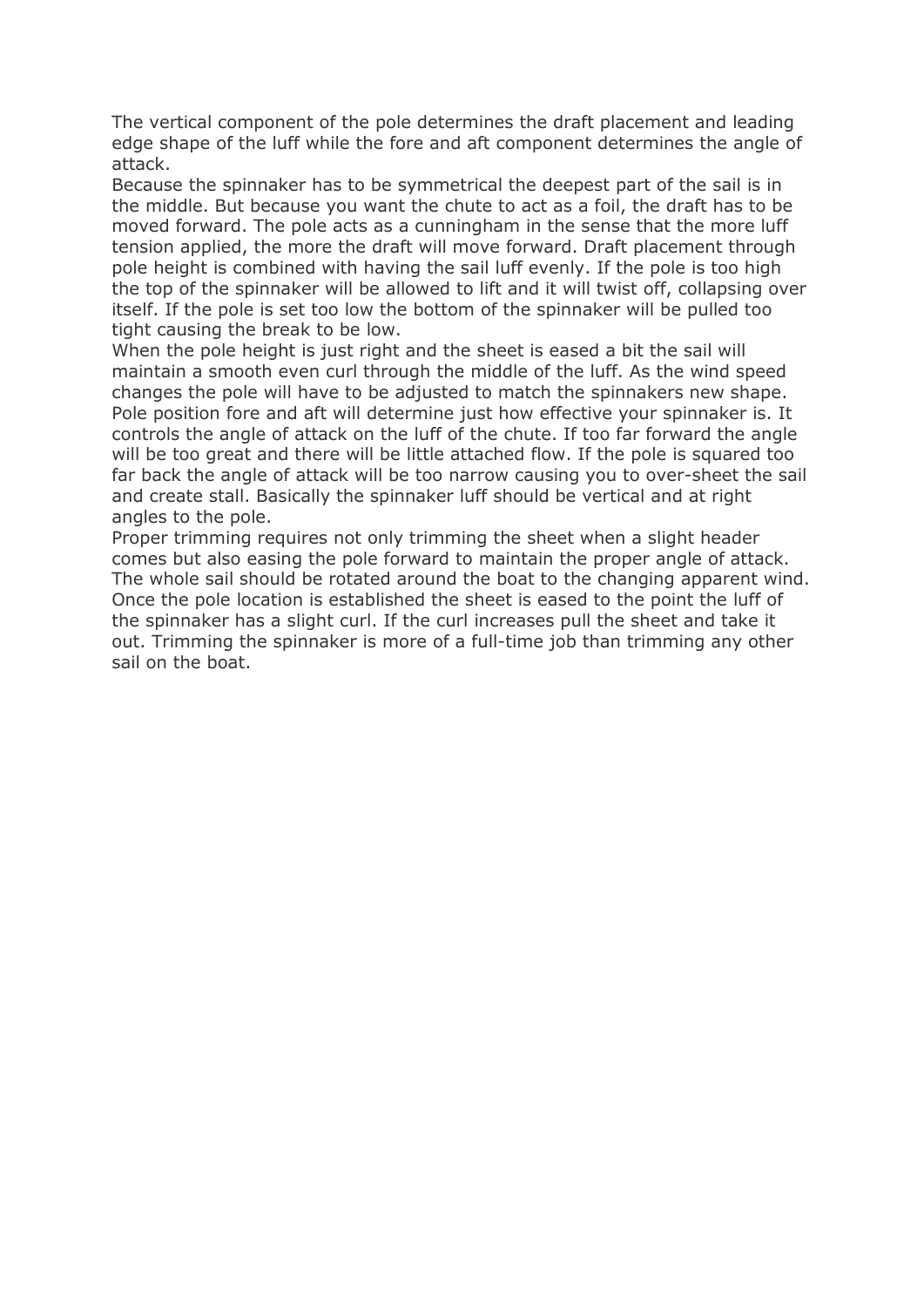The vertical component of the pole determines the draft placement and leading edge shape of the luff while the fore and aft component determines the angle of attack.

Because the spinnaker has to be symmetrical the deepest part of the sail is in the middle. But because you want the chute to act as a foil, the draft has to be moved forward. The pole acts as a cunningham in the sense that the more luff tension applied, the more the draft will move forward. Draft placement through pole height is combined with having the sail luff evenly. If the pole is too high the top of the spinnaker will be allowed to lift and it will twist off, collapsing over itself. If the pole is set too low the bottom of the spinnaker will be pulled too tight causing the break to be low.

When the pole height is just right and the sheet is eased a bit the sail will maintain a smooth even curl through the middle of the luff. As the wind speed changes the pole will have to be adjusted to match the spinnakers new shape. Pole position fore and aft will determine just how effective your spinnaker is. It controls the angle of attack on the luff of the chute. If too far forward the angle will be too great and there will be little attached flow. If the pole is squared too far back the angle of attack will be too narrow causing you to over-sheet the sail and create stall. Basically the spinnaker luff should be vertical and at right angles to the pole.

Proper trimming requires not only trimming the sheet when a slight header comes but also easing the pole forward to maintain the proper angle of attack. The whole sail should be rotated around the boat to the changing apparent wind. Once the pole location is established the sheet is eased to the point the luff of the spinnaker has a slight curl. If the curl increases pull the sheet and take it out. Trimming the spinnaker is more of a full-time job than trimming any other sail on the boat.